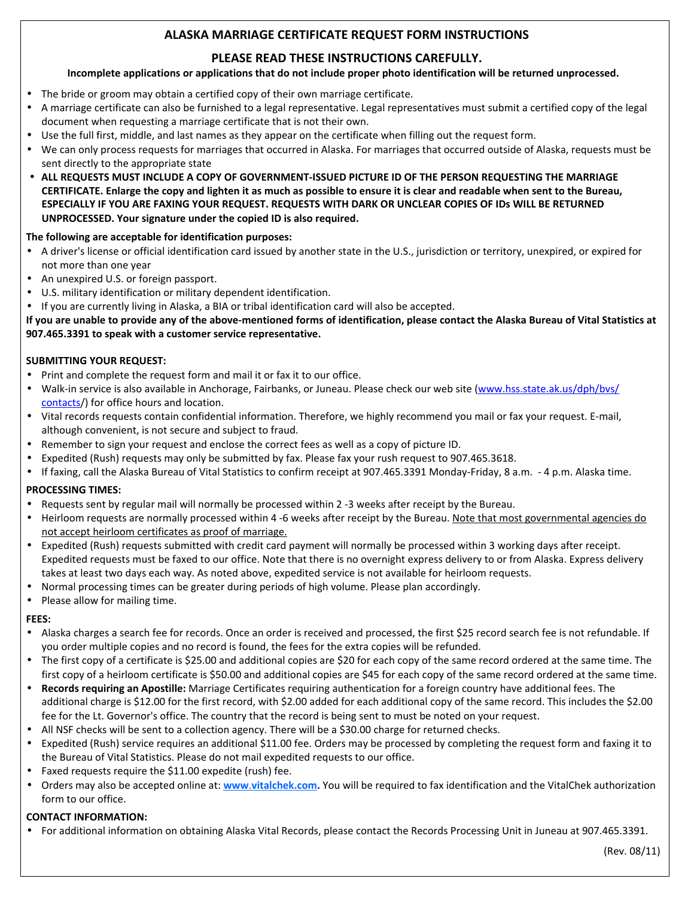# ALASKA MARRIAGE CERTIFICATE REQUEST FORM INSTRUCTIONS

## PLEASE READ THESE INSTRUCTIONS CAREFULLY.

**Incomplete applications or applications that do not include proper photo identification will be returned unprocessed.**

- The bride or groom may obtain a certified copy of their own marriage certificate.
- A marriage certificate can also be furnished to a legal representative. Legal representatives must submit a certified copy of the legal document when requesting a marriage certificate that is not their own.
- Use the full first, middle, and last names as they appear on the certificate when filling out the request form.
- We can only process requests for marriages that occurred in Alaska. For marriages that occurred outside of Alaska, requests must be sent directly to the appropriate state
- **ALL REQUESTS MUST INCLUDE A COPY OF GOVERNMENT-ISSUED PICTURE ID OF THE PERSON REQUESTING THE MARRIAGE CERTIFICATE. Enlarge the copy and lighten it as much as possible to ensure it is clear and readable when sent to the Bureau, ESPECIALLY IF YOU ARE FAXING YOUR REQUEST. REQUESTS WITH DARK OR UNCLEAR COPIES OF IDs WILL BE RETURNED UNPROCESSED. Your signature under the copied ID is also required.**

**The following are acceptable for identification purposes:**

- A driver's license or official identification card issued by another state in the U.S., jurisdiction or territory, unexpired, or expired for not more than one year
- An unexpired U.S. or foreign passport.
- U.S. military identification or military dependent identification.
- If you are currently living in Alaska, a BIA or tribal identification card will also be accepted.

**If you are unable to provide any of the above-mentioned forms of identification, please contact the Alaska Bureau of Vital Statistics at 907.465.3391 to speak with a customer service representative.**

**SUBMITTING YOUR REQUEST:**

- Print and complete the request form and mail it or fax it to our office.
- Walk-in service is also available in Anchorage, Fairbanks, or Juneau. Please check our web site (www.hss.state.ak.us/dph/bvs/contacts/) for office hours and location.
- Vital records requests contain confidential information. Therefore, we highly recommend you mail or fax your request. E-mail, although convenient, is not secure and subject to fraud.
- Remember to sign your request and enclose the correct fees as well as a copy of picture ID.
- Expedited (Rush) requests may only be submitted by fax. Please fax your rush request to 907.465.3618.
- If faxing, call the Alaska Bureau of Vital Statistics to confirm receipt at 907.465.3391 Monday-Friday, 8 a.m. - 4 p.m. Alaska time.

**PROCESSING TIMES:**

- Requests sent by regular mail will normally be processed within 2 -3 weeks after receipt by the Bureau.
- Heirloom requests are normally processed within 4 -6 weeks after receipt by the Bureau. Note that most governmental agencies do not accept heirloom certificates as proof of marriage.
- Expedited (Rush) requests submitted with credit card payment will normally be processed within 3 working days after receipt. Expedited requests must be faxed to our office. Note that there is no overnight express delivery to or from Alaska. Express delivery takes at least two days each way. As noted above, expedited service is not available for heirloom requests.
- Normal processing times can be greater during periods of high volume. Please plan accordingly.
- Please allow for mailing time.

**FEES:**

- Alaska charges a search fee for records. Once an order is received and processed, the first $25 record search fee is not refundable. If you order multiple copies and no record is found, the fees for the extra copies will be refunded.
- The first copy of a certificate is $25.00 and additional copies are $20 for each copy of the same record ordered at the same time. The first copy of a heirloom certificate is $50.00 and additional copies are $45 for each copy of the same record ordered at the same time.
- **Records requiring an Apostille:** Marriage Certificates requiring authentication for a foreign country have additional fees. The additional charge is $12.00 for the first record, with $2.00 added for each additional copy of the same record. This includes the $2.00 fee for the Lt. Governor's office. The country that the record is being sent to must be noted on your request.
- All NSF checks will be sent to a collection agency. There will be a $30.00 charge for returned checks.
- Expedited (Rush) service requires an additional $11.00 fee. Orders may be processed by completing the request form and faxing it to the Bureau of Vital Statistics. Please do not mail expedited requests to our office.
- Faxed requests require the $11.00 expedite (rush) fee.
- Orders may also be accepted online at: **www.vitalchek.com.** You will be required to fax identification and the VitalChek authorization form to our office.

**CONTACT INFORMATION:**

- For additional information on obtaining Alaska Vital Records, please contact the Records Processing Unit in Juneau at 907.465.3391.

(Rev. 08/11)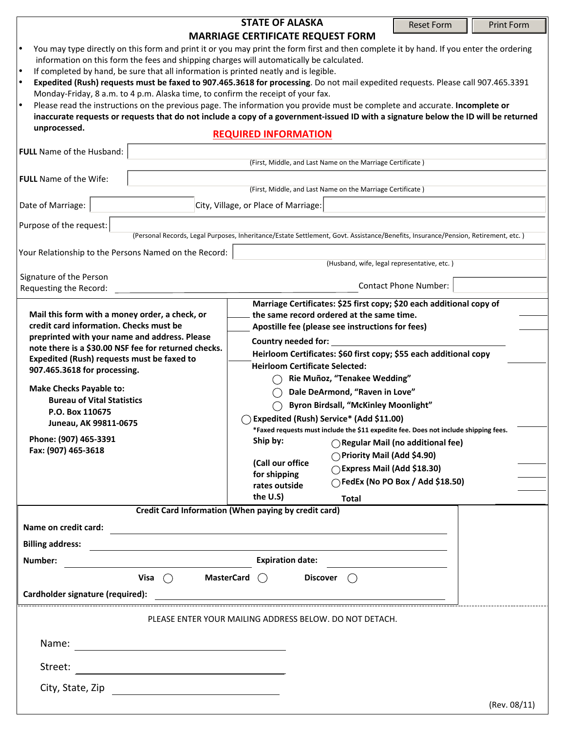# STATE OF ALASKA
## MARRIAGE CERTIFICATE REQUEST FORM

Reset Form | Print Form

- You may type directly on this form and print it or you may print the form first and then complete it by hand. If you enter the ordering information on this form the fees and shipping charges will automatically be calculated.
- If completed by hand, be sure that all information is printed neatly and is legible.
- **Expedited (Rush) requests must be faxed to 907.465.3618 for processing**. Do not mail expedited requests. Please call 907.465.3391 Monday-Friday, 8 a.m. to 4 p.m. Alaska time, to confirm the receipt of your fax.
- Please read the instructions on the previous page. The information you provide must be complete and accurate. **Incomplete or inaccurate requests or requests that do not include a copy of a government-issued ID with a signature below the ID will be returned unprocessed.**

**REQUIRED INFORMATION**

**FULL** Name of the Husband: ______________________________
(First, Middle, and Last Name on the Marriage Certificate )

**FULL** Name of the Wife: ______________________________
(First, Middle, and Last Name on the Marriage Certificate )

Date of Marriage: ____________ City, Village, or Place of Marriage: ____________

Purpose of the request: ______________________________
(Personal Records, Legal Purposes, Inheritance/Estate Settlement, Govt. Assistance/Benefits, Insurance/Pension, Retirement, etc. )

Your Relationship to the Persons Named on the Record: ______________________________
(Husband, wife, legal representative, etc. )

Signature of the Person Requesting the Record: ______________________________ Contact Phone Number: ____________

**Mail this form with a money order, a check, or credit card information. Checks must be preprinted with your name and address. Please note there is a $30.00 NSF fee for returned checks. Expedited (Rush) requests must be faxed to 907.465.3618 for processing.**

**Make Checks Payable to:**
**Bureau of Vital Statistics**
**P.O. Box 110675**
**Juneau, AK 99811-0675**

**Phone: (907) 465-3391**
**Fax: (907) 465-3618**

____ **Marriage Certificates: $25 first copy; $20 each additional copy of the same record ordered at the same time.** ____

____ **Apostille fee (please see instructions for fees)** ____

**Country needed for:** ______________

____ **Heirloom Certificates: $60 first copy; $55 each additional copy** ____

**Heirloom Certificate Selected:**
- ◯ **Rie Muñoz, "Tenakee Wedding"**
- ◯ **Dale DeArmond, "Raven in Love"**
- ◯ **Byron Birdsall, "McKinley Moonlight"**

◯ **Expedited (Rush) Service\* (Add $11.00)** ____
**\*Faxed requests must include the $11 expedite fee. Does not include shipping fees.**

**Ship by:**
- ◯ **Regular Mail (no additional fee)**
- ◯ **Priority Mail (Add $4.90)** ____
- ◯ **Express Mail (Add $18.30)** ____
- ◯ **FedEx (No PO Box / Add $18.50)** ____

**(Call our office for shipping rates outside the U.S)**

**Total** ____

**Credit Card Information (When paying by credit card)**

**Name on credit card:** ______________________________

**Billing address:** ______________________________

**Number:** ______________________ **Expiration date:** ____________

**Visa** ◯ **MasterCard** ◯ **Discover** ◯

**Cardholder signature (required):** ______________________________

PLEASE ENTER YOUR MAILING ADDRESS BELOW. DO NOT DETACH.

Name: ______________________________

Street: ______________________________

City, State, Zip ______________________________

(Rev. 08/11)